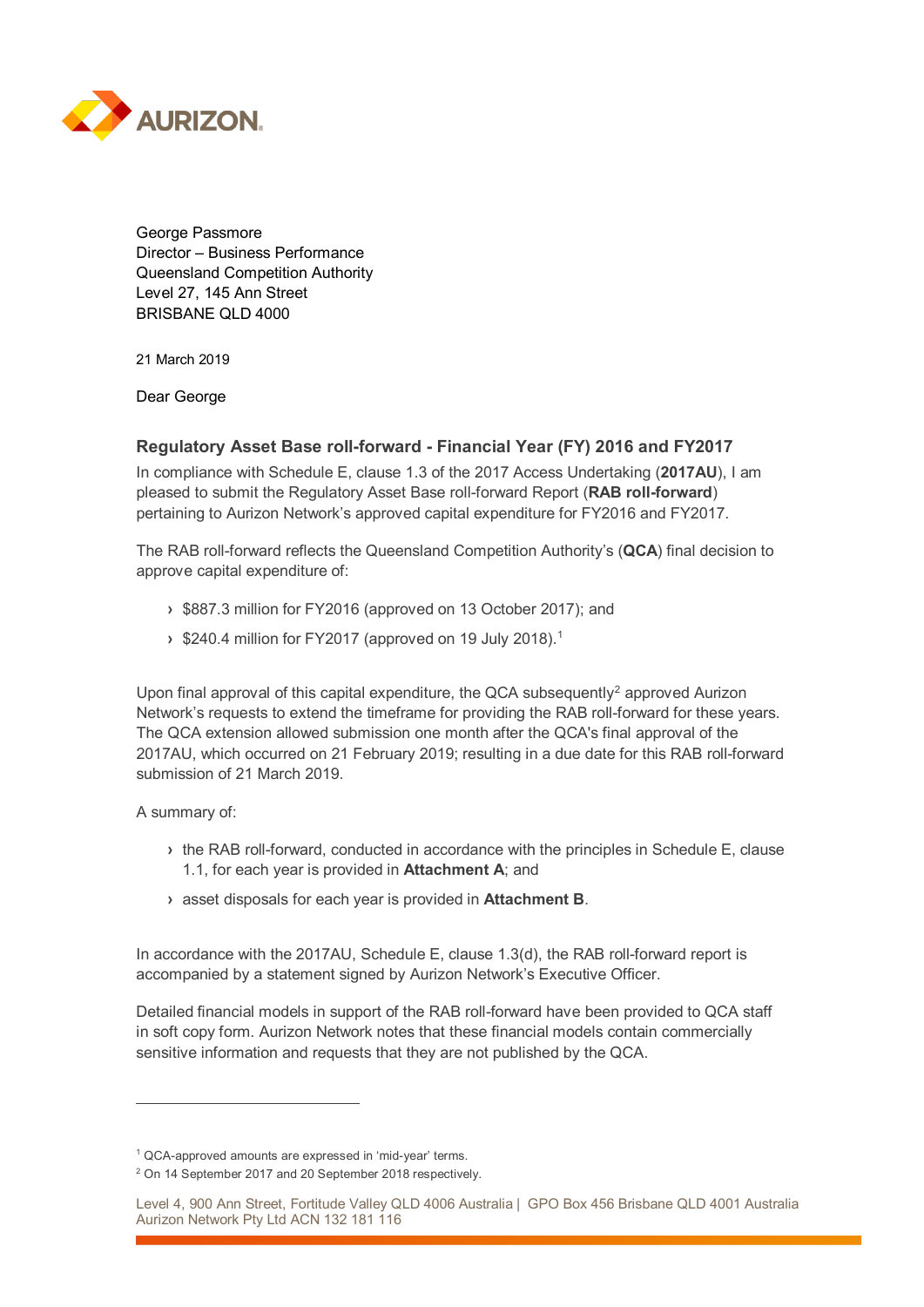AURIZON

George Passmore
Director – Business Performance
Queensland Competition Authority
Level 27, 145 Ann Street
BRISBANE QLD 4000

21 March 2019

Dear George

## Regulatory Asset Base roll-forward - Financial Year (FY) 2016 and FY2017

In compliance with Schedule E, clause 1.3 of the 2017 Access Undertaking (**2017AU**), I am pleased to submit the Regulatory Asset Base roll-forward Report (**RAB roll-forward**) pertaining to Aurizon Network's approved capital expenditure for FY2016 and FY2017.

The RAB roll-forward reflects the Queensland Competition Authority's (**QCA**) final decision to approve capital expenditure of:

- $887.3 million for FY2016 (approved on 13 October 2017); and
- $240.4 million for FY2017 (approved on 19 July 2018).[1]

Upon final approval of this capital expenditure, the QCA subsequently[2] approved Aurizon Network's requests to extend the timeframe for providing the RAB roll-forward for these years. The QCA extension allowed submission one month after the QCA's final approval of the 2017AU, which occurred on 21 February 2019; resulting in a due date for this RAB roll-forward submission of 21 March 2019.

A summary of:

- the RAB roll-forward, conducted in accordance with the principles in Schedule E, clause 1.1, for each year is provided in **Attachment A**; and
- asset disposals for each year is provided in **Attachment B**.

In accordance with the 2017AU, Schedule E, clause 1.3(d), the RAB roll-forward report is accompanied by a statement signed by Aurizon Network's Executive Officer.

Detailed financial models in support of the RAB roll-forward have been provided to QCA staff in soft copy form. Aurizon Network notes that these financial models contain commercially sensitive information and requests that they are not published by the QCA.

---

[1] QCA-approved amounts are expressed in 'mid-year' terms.

[2] On 14 September 2017 and 20 September 2018 respectively.

Level 4, 900 Ann Street, Fortitude Valley QLD 4006 Australia | GPO Box 456 Brisbane QLD 4001 Australia
Aurizon Network Pty Ltd ACN 132 181 116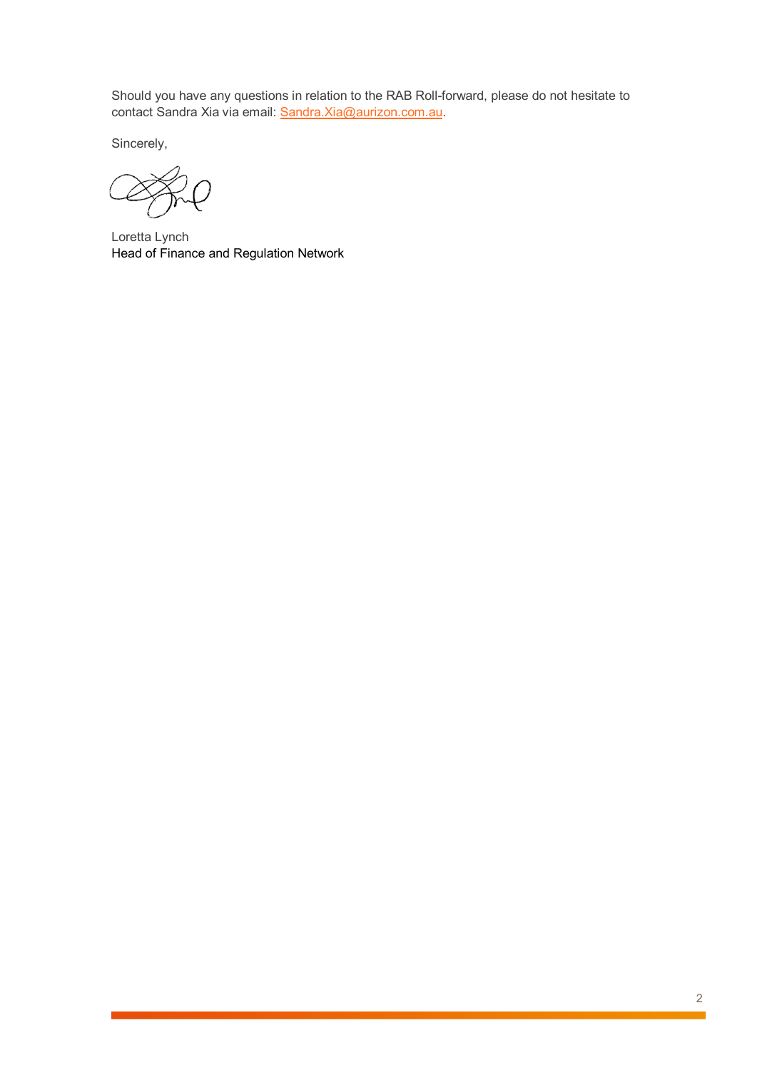Should you have any questions in relation to the RAB Roll-forward, please do not hesitate to contact Sandra Xia via email: Sandra.Xia@aurizon.com.au.

Sincerely,

Loretta Lynch
Head of Finance and Regulation Network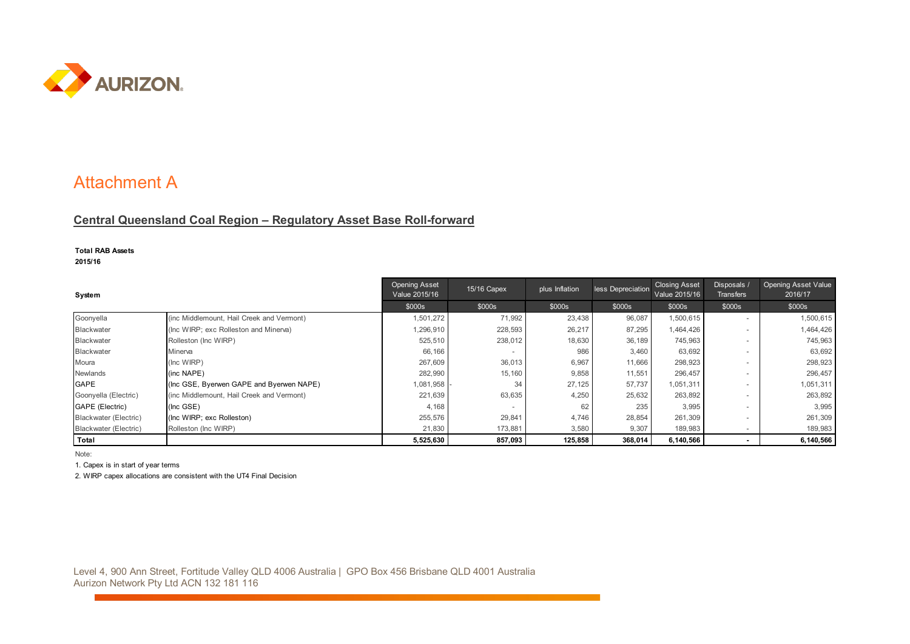# Attachment A

## Central Queensland Coal Region – Regulatory Asset Base Roll-forward

**Total RAB Assets**
**2015/16**

| System | | Opening Asset Value 2015/16 | 15/16 Capex | plus Inflation | less Depreciation | Closing Asset Value 2015/16 | Disposals / Transfers | Opening Asset Value 2016/17 |
|---|---|---|---|---|---|---|---|---|
| | | $000s | $000s | $000s | $000s | $000s | $000s | $000s |
| Goonyella | (inc Middlemount, Hail Creek and Vermont) | 1,501,272 | 71,992 | 23,438 | 96,087 | 1,500,615 | - | 1,500,615 |
| Blackwater | (Inc WIRP; exc Rolleston and Minerva) | 1,296,910 | 228,593 | 26,217 | 87,295 | 1,464,426 | - | 1,464,426 |
| Blackwater | Rolleston (Inc WIRP) | 525,510 | 238,012 | 18,630 | 36,189 | 745,963 | - | 745,963 |
| Blackwater | Minerva | 66,166 | - | 986 | 3,460 | 63,692 | - | 63,692 |
| Moura | (Inc WIRP) | 267,609 | 36,013 | 6,967 | 11,666 | 298,923 | - | 298,923 |
| Newlands | (inc NAPE) | 282,990 | 15,160 | 9,858 | 11,551 | 296,457 | - | 296,457 |
| GAPE | (Inc GSE, Byerwen GAPE and Byerwen NAPE) | 1,081,958 | - 34 | 27,125 | 57,737 | 1,051,311 | - | 1,051,311 |
| Goonyella (Electric) | (inc Middlemount, Hail Creek and Vermont) | 221,639 | 63,635 | 4,250 | 25,632 | 263,892 | - | 263,892 |
| GAPE (Electric) | (Inc GSE) | 4,168 | - | 62 | 235 | 3,995 | - | 3,995 |
| Blackwater (Electric) | (Inc WIRP; exc Rolleston) | 255,576 | 29,841 | 4,746 | 28,854 | 261,309 | - | 261,309 |
| Blackwater (Electric) | Rolleston (Inc WIRP) | 21,830 | 173,881 | 3,580 | 9,307 | 189,983 | - | 189,983 |
| **Total** | | **5,525,630** | **857,093** | **125,858** | **368,014** | **6,140,566** | **-** | **6,140,566** |

Note:

1. Capex is in start of year terms
2. WIRP capex allocations are consistent with the UT4 Final Decision

Level 4, 900 Ann Street, Fortitude Valley QLD 4006 Australia | GPO Box 456 Brisbane QLD 4001 Australia
Aurizon Network Pty Ltd ACN 132 181 116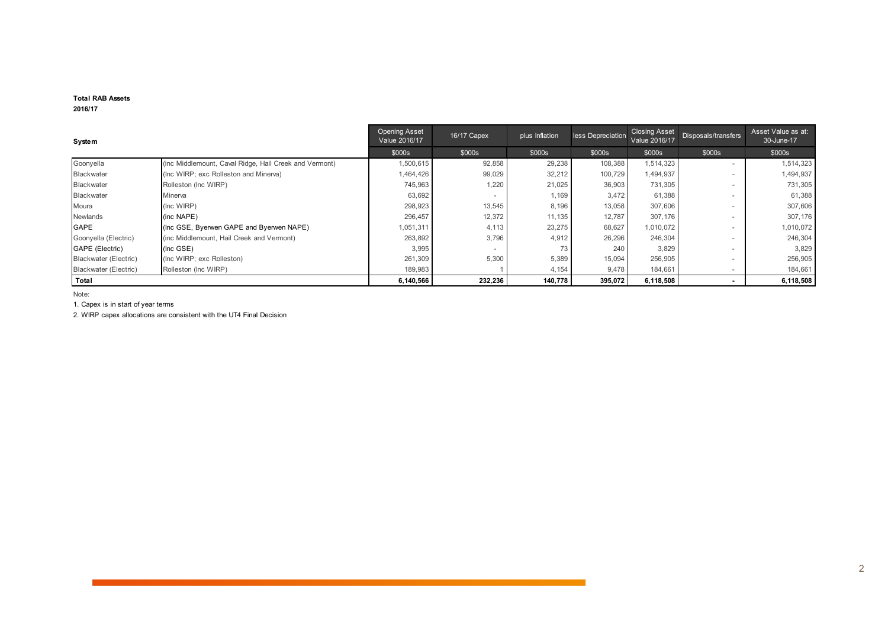**Total RAB Assets**
**2016/17**

| System | | Opening Asset Value 2016/17 | 16/17 Capex | plus Inflation | less Depreciation | Closing Asset Value 2016/17 | Disposals/transfers | Asset Value as at: 30-June-17 |
|---|---|---|---|---|---|---|---|---|
| | | $000s | $000s | $000s | $000s | $000s | $000s | $000s |
| Goonyella | (inc Middlemount, Caval Ridge, Hail Creek and Vermont) | 1,500,615 | 92,858 | 29,238 | 108,388 | 1,514,323 | - | 1,514,323 |
| Blackwater | (Inc WIRP; exc Rolleston and Minerva) | 1,464,426 | 99,029 | 32,212 | 100,729 | 1,494,937 | - | 1,494,937 |
| Blackwater | Rolleston (Inc WIRP) | 745,963 | 1,220 | 21,025 | 36,903 | 731,305 | - | 731,305 |
| Blackwater | Minerva | 63,692 | - | 1,169 | 3,472 | 61,388 | - | 61,388 |
| Moura | (Inc WIRP) | 298,923 | 13,545 | 8,196 | 13,058 | 307,606 | - | 307,606 |
| Newlands | (inc NAPE) | 296,457 | 12,372 | 11,135 | 12,787 | 307,176 | - | 307,176 |
| GAPE | (Inc GSE, Byerwen GAPE and Byerwen NAPE) | 1,051,311 | 4,113 | 23,275 | 68,627 | 1,010,072 | - | 1,010,072 |
| Goonyella (Electric) | (inc Middlemount, Hail Creek and Vermont) | 263,892 | 3,796 | 4,912 | 26,296 | 246,304 | - | 246,304 |
| GAPE (Electric) | (Inc GSE) | 3,995 | - | 73 | 240 | 3,829 | - | 3,829 |
| Blackwater (Electric) | (Inc WIRP; exc Rolleston) | 261,309 | 5,300 | 5,389 | 15,094 | 256,905 | - | 256,905 |
| Blackwater (Electric) | Rolleston (Inc WIRP) | 189,983 | 1 | 4,154 | 9,478 | 184,661 | - | 184,661 |
| **Total** | | **6,140,566** | **232,236** | **140,778** | **395,072** | **6,118,508** | **-** | **6,118,508** |

Note:

1. Capex is in start of year terms
2. WIRP capex allocations are consistent with the UT4 Final Decision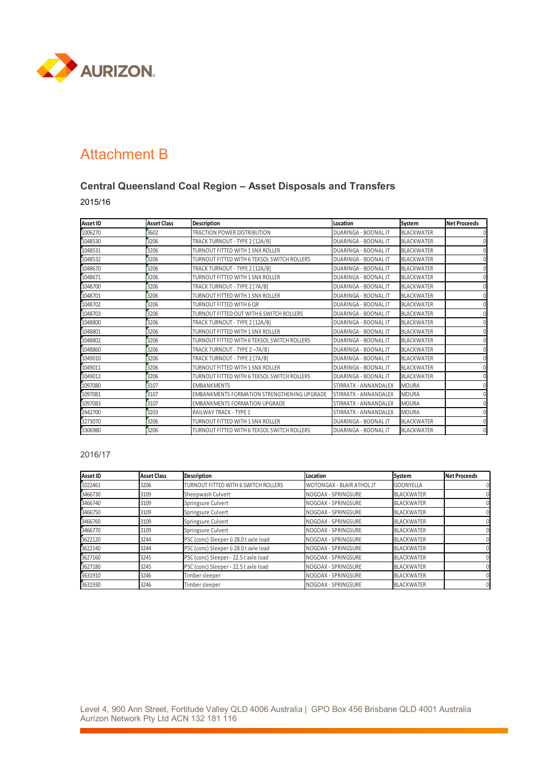# Attachment B

## Central Queensland Coal Region – Asset Disposals and Transfers

2015/16

| Asset ID | Asset Class | Description | Location | System | Net Proceeds |
|---|---|---|---|---|---|
| 1006270 | 3602 | TRACTION POWER DISTRIBUTION | DUARINGA - BOONAL JT | BLACKWATER | 0 |
| 1048530 | 3206 | TRACK TURNOUT - TYPE 2 [12A/B] | DUARINGA - BOONAL JT | BLACKWATER | 0 |
| 1048531 | 3206 | TURNOUT FITTED WITH 1 SNX ROLLER | DUARINGA - BOONAL JT | BLACKWATER | 0 |
| 1048532 | 3206 | TURNOUT FITTED WITH 6 TEKSOL SWITCH ROLLERS | DUARINGA - BOONAL JT | BLACKWATER | 0 |
| 1048670 | 3206 | TRACK TURNOUT - TYPE 2 [12A/B] | DUARINGA - BOONAL JT | BLACKWATER | 0 |
| 1048671 | 3206 | TURNOUT FITTED WITH 1 SNX ROLLER | DUARINGA - BOONAL JT | BLACKWATER | 0 |
| 1048700 | 3206 | TRACK TURNOUT - TYPE 2 [7A/B] | DUARINGA - BOONAL JT | BLACKWATER | 0 |
| 1048701 | 3206 | TURNOUT FITTED WITH 1 SNX ROLLER | DUARINGA - BOONAL JT | BLACKWATER | 0 |
| 1048702 | 3206 | TURNOUT FITTED WITH 6 QR | DUARINGA - BOONAL JT | BLACKWATER | 0 |
| 1048703 | 3206 | TURNOUT FITTED OUT WITH 6 SWITCH ROLLERS | DUARINGA - BOONAL JT | BLACKWATER | 0 |
| 1048800 | 3206 | TRACK TURNOUT - TYPE 2 [12A/B] | DUARINGA - BOONAL JT | BLACKWATER | 0 |
| 1048801 | 3206 | TURNOUT FITTED WITH 1 SNX ROLLER | DUARINGA - BOONAL JT | BLACKWATER | 0 |
| 1048802 | 3206 | TURNOUT FITTED WITH 6 TEKSOL SWITCH ROLLERS | DUARINGA - BOONAL JT | BLACKWATER | 0 |
| 1048860 | 3206 | TRACK TURNOUT - TYPE 2 ¬7A/B] | DUARINGA - BOONAL JT | BLACKWATER | 0 |
| 1049010 | 3206 | TRACK TURNOUT - TYPE 2 [7A/B] | DUARINGA - BOONAL JT | BLACKWATER | 0 |
| 1049011 | 3206 | TURNOUT FITTED WITH 1 SNX ROLLER | DUARINGA - BOONAL JT | BLACKWATER | 0 |
| 1049012 | 3206 | TURNOUT FITTED WITH 6 TEKSOL SWITCH ROLLERS | DUARINGA - BOONAL JT | BLACKWATER | 0 |
| 1097080 | 3107 | EMBANKMENTS | STIRRATX - ANNANDALEX | MOURA | 0 |
| 1097081 | 3107 | EMBANKMENTS FORMATION STRENGTHENING UPGRADE | STIRRATX - ANNANDALEX | MOURA | 0 |
| 1097083 | 3107 | EMBANKMENTS FORMATION UPGRADE | STIRRATX - ANNANDALEX | MOURA | 0 |
| 2442700 | 3203 | RAILWAY TRACK - TYPE 1 | STIRRATX - ANNANDALEX | MOURA | 0 |
| 3273070 | 3206 | TURNOUT FITTED WITH 1 SNX ROLLER | DUARINGA - BOONAL JT | BLACKWATER | 0 |
| 3306980 | 3206 | TURNOUT FITTED WITH 6 TEKSOL SWITCH ROLLERS | DUARINGA - BOONAL JT | BLACKWATER | 0 |

2016/17

| Asset ID | Asset Class | Description | Location | System | Net Proceeds |
|---|---|---|---|---|---|
| 1022461 | 3206 | TURNOUT FITTED WITH 6 SWITCH ROLLERS | WOTONGAX - BLAIR ATHOL JT | GOONYELLA | 0 |
| 3466730 | 3109 | Sheepwash Culvert | NOGOAX - SPRINGSURE | BLACKWATER | 0 |
| 3466740 | 3109 | Springsure Culvert | NOGOAX - SPRINGSURE | BLACKWATER | 0 |
| 3466750 | 3109 | Springsure Culvert | NOGOAX - SPRINGSURE | BLACKWATER | 0 |
| 3466760 | 3109 | Springsure Culvert | NOGOAX - SPRINGSURE | BLACKWATER | 0 |
| 3466770 | 3109 | Springsure Culvert | NOGOAX - SPRINGSURE | BLACKWATER | 0 |
| 3622120 | 3244 | PSC (conc) Sleeper û 28.0 t axle load | NOGOAX - SPRINGSURE | BLACKWATER | 0 |
| 3622140 | 3244 | PSC (conc) Sleeper û 28.0 t axle load | NOGOAX - SPRINGSURE | BLACKWATER | 0 |
| 3627160 | 3245 | PSC (conc) Sleeper - 22.5 t axle load | NOGOAX - SPRINGSURE | BLACKWATER | 0 |
| 3627180 | 3245 | PSC (conc) Sleeper - 22.5 t axle load | NOGOAX - SPRINGSURE | BLACKWATER | 0 |
| 3631910 | 3246 | Timber sleeper | NOGOAX - SPRINGSURE | BLACKWATER | 0 |
| 3631930 | 3246 | Timber sleeper | NOGOAX - SPRINGSURE | BLACKWATER | 0 |